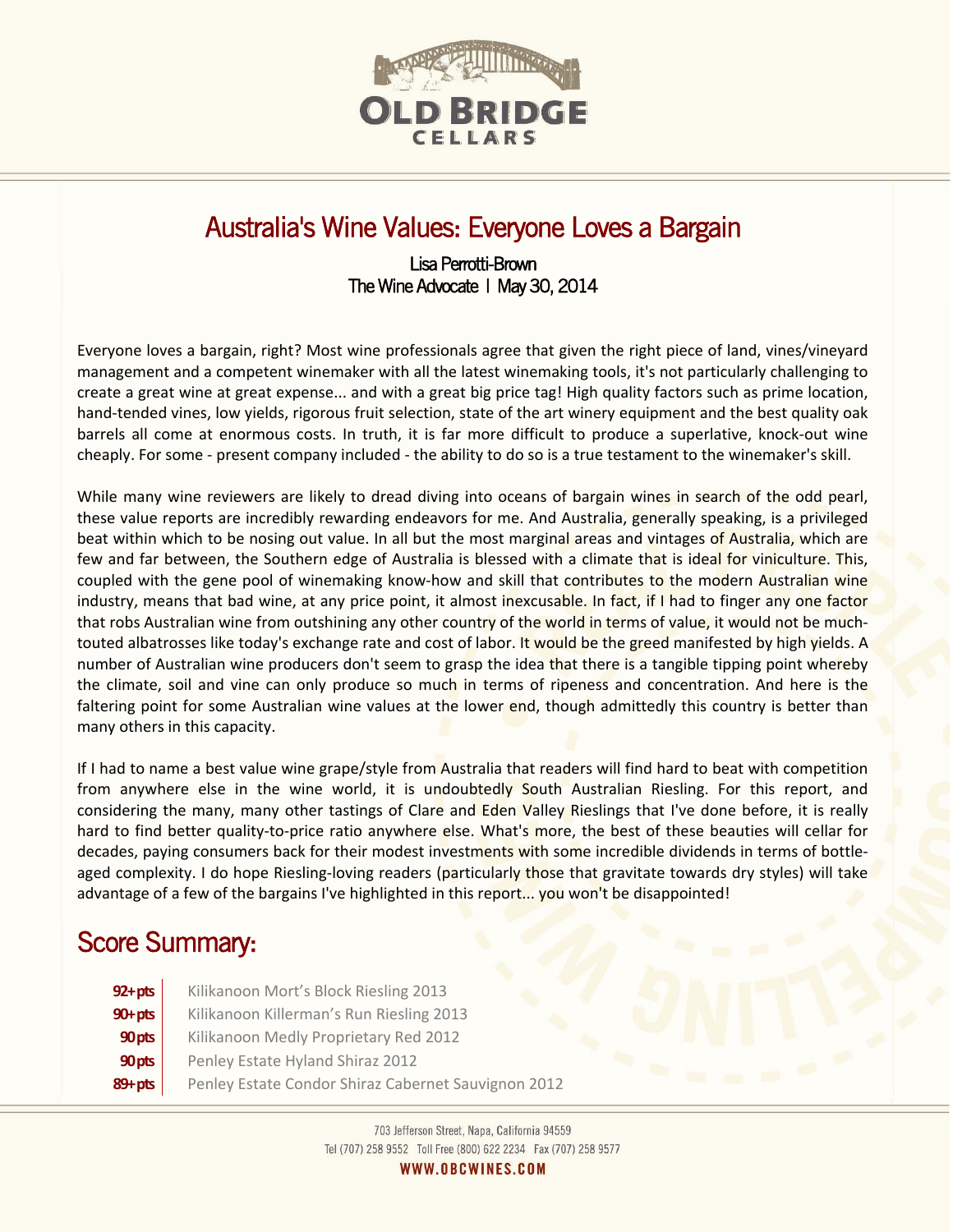# Australia's Wine Values: Everyone Loves a Bargain

Lisa Perrotti-Brown
The Wine Advocate | May 30, 2014

Everyone loves a bargain, right? Most wine professionals agree that given the right piece of land, vines/vineyard management and a competent winemaker with all the latest winemaking tools, it's not particularly challenging to create a great wine at great expense... and with a great big price tag! High quality factors such as prime location, hand-tended vines, low yields, rigorous fruit selection, state of the art winery equipment and the best quality oak barrels all come at enormous costs. In truth, it is far more difficult to produce a superlative, knock-out wine cheaply. For some - present company included - the ability to do so is a true testament to the winemaker's skill.

While many wine reviewers are likely to dread diving into oceans of bargain wines in search of the odd pearl, these value reports are incredibly rewarding endeavors for me. And Australia, generally speaking, is a privileged beat within which to be nosing out value. In all but the most marginal areas and vintages of Australia, which are few and far between, the Southern edge of Australia is blessed with a climate that is ideal for viniculture. This, coupled with the gene pool of winemaking know-how and skill that contributes to the modern Australian wine industry, means that bad wine, at any price point, it almost inexcusable. In fact, if I had to finger any one factor that robs Australian wine from outshining any other country of the world in terms of value, it would not be much-touted albatrosses like today's exchange rate and cost of labor. It would be the greed manifested by high yields. A number of Australian wine producers don't seem to grasp the idea that there is a tangible tipping point whereby the climate, soil and vine can only produce so much in terms of ripeness and concentration. And here is the faltering point for some Australian wine values at the lower end, though admittedly this country is better than many others in this capacity.

If I had to name a best value wine grape/style from Australia that readers will find hard to beat with competition from anywhere else in the wine world, it is undoubtedly South Australian Riesling. For this report, and considering the many, many other tastings of Clare and Eden Valley Rieslings that I've done before, it is really hard to find better quality-to-price ratio anywhere else. What's more, the best of these beauties will cellar for decades, paying consumers back for their modest investments with some incredible dividends in terms of bottle-aged complexity. I do hope Riesling-loving readers (particularly those that gravitate towards dry styles) will take advantage of a few of the bargains I've highlighted in this report... you won't be disappointed!

## Score Summary:

| | |
|---|---|
| **92+ pts** | Kilikanoon Mort's Block Riesling 2013 |
| **90+ pts** | Kilikanoon Killerman's Run Riesling 2013 |
| **90 pts** | Kilikanoon Medly Proprietary Red 2012 |
| **90 pts** | Penley Estate Hyland Shiraz 2012 |
| **89+ pts** | Penley Estate Condor Shiraz Cabernet Sauvignon 2012 |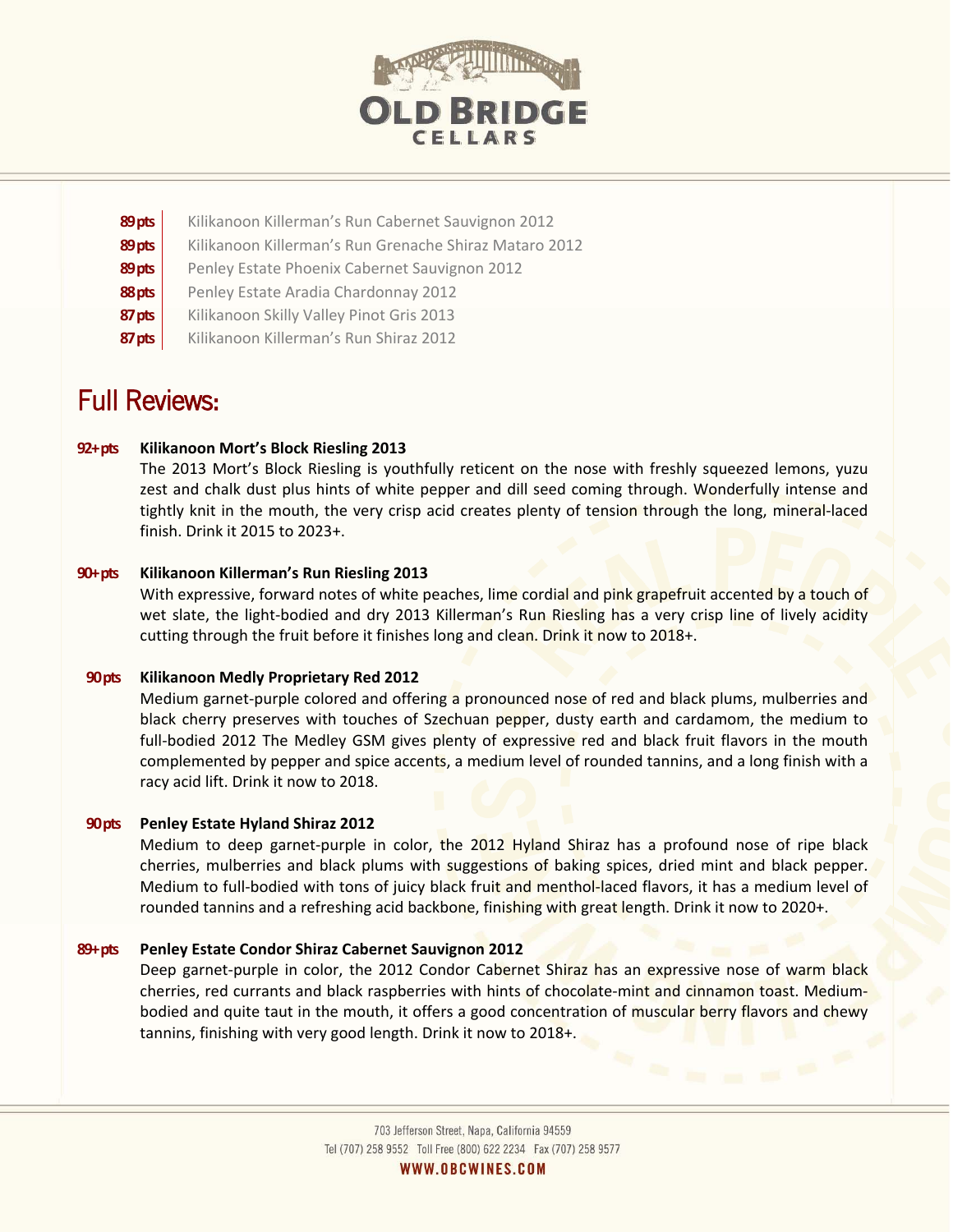| | |
|---|---|
| **89 pts** | Kilikanoon Killerman's Run Cabernet Sauvignon 2012 |
| **89 pts** | Kilikanoon Killerman's Run Grenache Shiraz Mataro 2012 |
| **89 pts** | Penley Estate Phoenix Cabernet Sauvignon 2012 |
| **88 pts** | Penley Estate Aradia Chardonnay 2012 |
| **87 pts** | Kilikanoon Skilly Valley Pinot Gris 2013 |
| **87 pts** | Kilikanoon Killerman's Run Shiraz 2012 |

## Full Reviews:

**92+ pts** **Kilikanoon Mort's Block Riesling 2013**

The 2013 Mort's Block Riesling is youthfully reticent on the nose with freshly squeezed lemons, yuzu zest and chalk dust plus hints of white pepper and dill seed coming through. Wonderfully intense and tightly knit in the mouth, the very crisp acid creates plenty of tension through the long, mineral-laced finish. Drink it 2015 to 2023+.

**90+ pts** **Kilikanoon Killerman's Run Riesling 2013**

With expressive, forward notes of white peaches, lime cordial and pink grapefruit accented by a touch of wet slate, the light-bodied and dry 2013 Killerman's Run Riesling has a very crisp line of lively acidity cutting through the fruit before it finishes long and clean. Drink it now to 2018+.

**90 pts** **Kilikanoon Medly Proprietary Red 2012**

Medium garnet-purple colored and offering a pronounced nose of red and black plums, mulberries and black cherry preserves with touches of Szechuan pepper, dusty earth and cardamom, the medium to full-bodied 2012 The Medley GSM gives plenty of expressive red and black fruit flavors in the mouth complemented by pepper and spice accents, a medium level of rounded tannins, and a long finish with a racy acid lift. Drink it now to 2018.

**90 pts** **Penley Estate Hyland Shiraz 2012**

Medium to deep garnet-purple in color, the 2012 Hyland Shiraz has a profound nose of ripe black cherries, mulberries and black plums with suggestions of baking spices, dried mint and black pepper. Medium to full-bodied with tons of juicy black fruit and menthol-laced flavors, it has a medium level of rounded tannins and a refreshing acid backbone, finishing with great length. Drink it now to 2020+.

**89+ pts** **Penley Estate Condor Shiraz Cabernet Sauvignon 2012**

Deep garnet-purple in color, the 2012 Condor Cabernet Shiraz has an expressive nose of warm black cherries, red currants and black raspberries with hints of chocolate-mint and cinnamon toast. Medium-bodied and quite taut in the mouth, it offers a good concentration of muscular berry flavors and chewy tannins, finishing with very good length. Drink it now to 2018+.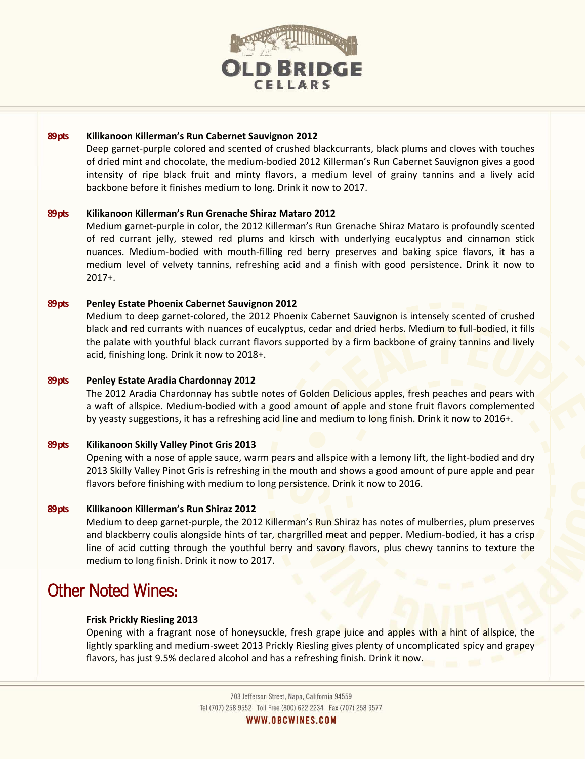**89 pts** **Kilikanoon Killerman's Run Cabernet Sauvignon 2012**

Deep garnet-purple colored and scented of crushed blackcurrants, black plums and cloves with touches of dried mint and chocolate, the medium-bodied 2012 Killerman's Run Cabernet Sauvignon gives a good intensity of ripe black fruit and minty flavors, a medium level of grainy tannins and a lively acid backbone before it finishes medium to long. Drink it now to 2017.

**89 pts** **Kilikanoon Killerman's Run Grenache Shiraz Mataro 2012**

Medium garnet-purple in color, the 2012 Killerman's Run Grenache Shiraz Mataro is profoundly scented of red currant jelly, stewed red plums and kirsch with underlying eucalyptus and cinnamon stick nuances. Medium-bodied with mouth-filling red berry preserves and baking spice flavors, it has a medium level of velvety tannins, refreshing acid and a finish with good persistence. Drink it now to 2017+.

**89 pts** **Penley Estate Phoenix Cabernet Sauvignon 2012**

Medium to deep garnet-colored, the 2012 Phoenix Cabernet Sauvignon is intensely scented of crushed black and red currants with nuances of eucalyptus, cedar and dried herbs. Medium to full-bodied, it fills the palate with youthful black currant flavors supported by a firm backbone of grainy tannins and lively acid, finishing long. Drink it now to 2018+.

**89 pts** **Penley Estate Aradia Chardonnay 2012**

The 2012 Aradia Chardonnay has subtle notes of Golden Delicious apples, fresh peaches and pears with a waft of allspice. Medium-bodied with a good amount of apple and stone fruit flavors complemented by yeasty suggestions, it has a refreshing acid line and medium to long finish. Drink it now to 2016+.

**89 pts** **Kilikanoon Skilly Valley Pinot Gris 2013**

Opening with a nose of apple sauce, warm pears and allspice with a lemony lift, the light-bodied and dry 2013 Skilly Valley Pinot Gris is refreshing in the mouth and shows a good amount of pure apple and pear flavors before finishing with medium to long persistence. Drink it now to 2016.

**89 pts** **Kilikanoon Killerman's Run Shiraz 2012**

Medium to deep garnet-purple, the 2012 Killerman's Run Shiraz has notes of mulberries, plum preserves and blackberry coulis alongside hints of tar, chargrilled meat and pepper. Medium-bodied, it has a crisp line of acid cutting through the youthful berry and savory flavors, plus chewy tannins to texture the medium to long finish. Drink it now to 2017.

## Other Noted Wines:

**Frisk Prickly Riesling 2013**

Opening with a fragrant nose of honeysuckle, fresh grape juice and apples with a hint of allspice, the lightly sparkling and medium-sweet 2013 Prickly Riesling gives plenty of uncomplicated spicy and grapey flavors, has just 9.5% declared alcohol and has a refreshing finish. Drink it now.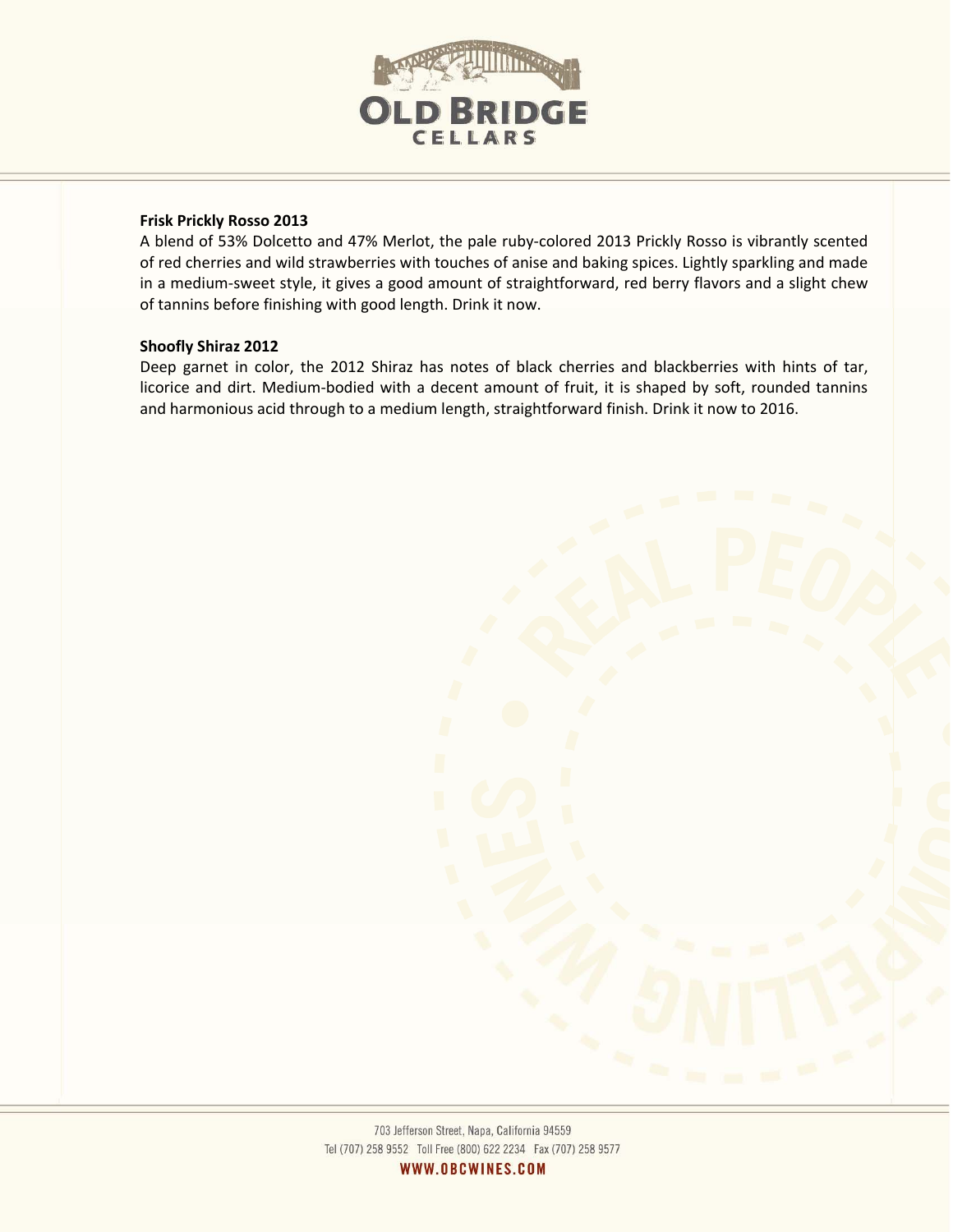**Frisk Prickly Rosso 2013**

A blend of 53% Dolcetto and 47% Merlot, the pale ruby-colored 2013 Prickly Rosso is vibrantly scented of red cherries and wild strawberries with touches of anise and baking spices. Lightly sparkling and made in a medium-sweet style, it gives a good amount of straightforward, red berry flavors and a slight chew of tannins before finishing with good length. Drink it now.

**Shoofly Shiraz 2012**

Deep garnet in color, the 2012 Shiraz has notes of black cherries and blackberries with hints of tar, licorice and dirt. Medium-bodied with a decent amount of fruit, it is shaped by soft, rounded tannins and harmonious acid through to a medium length, straightforward finish. Drink it now to 2016.